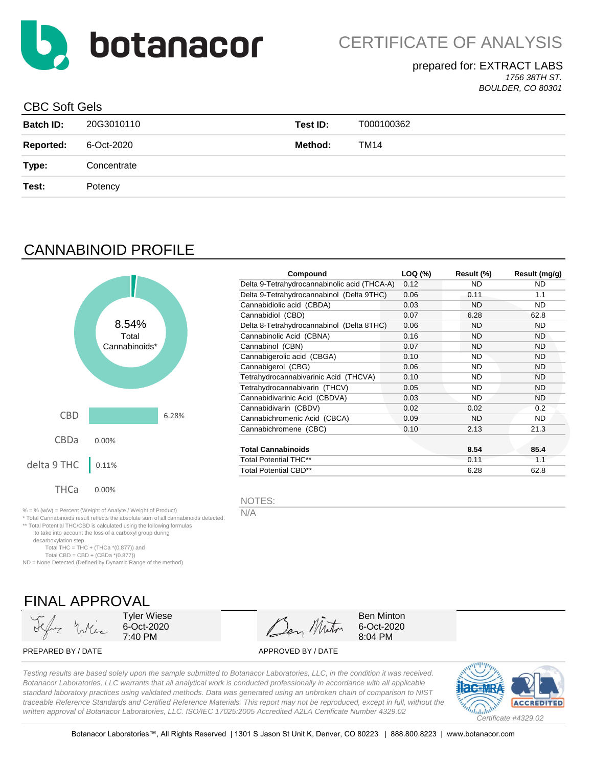# botanacor

# CERTIFICATE OF ANALYSIS

prepared for: EXTRACT LABS

*1756 38TH ST.*

*BOULDER, CO 80301*

## CBC Soft Gels

| | | | |
|---|---|---|---|
| **Batch ID:** | 20G3010110 | **Test ID:** | T000100362 |
| **Reported:** | 6-Oct-2020 | **Method:** | TM14 |
| **Type:** | Concentrate | | |
| **Test:** | Potency | | |

## CANNABINOID PROFILE

8.54% Total Cannabinoids*

| | |
|---|---|
| CBD | 6.28% |
| CBDa | 0.00% |
| delta 9 THC | 0.11% |
| THCa | 0.00% |

| Compound | LOQ (%) | Result (%) | Result (mg/g) |
|---|---|---|---|
| Delta 9-Tetrahydrocannabinolic acid (THCA-A) | 0.12 | ND | ND |
| Delta 9-Tetrahydrocannabinol (Delta 9THC) | 0.06 | 0.11 | 1.1 |
| Cannabidiolic acid (CBDA) | 0.03 | ND | ND |
| Cannabidiol (CBD) | 0.07 | 6.28 | 62.8 |
| Delta 8-Tetrahydrocannabinol (Delta 8THC) | 0.06 | ND | ND |
| Cannabinolic Acid (CBNA) | 0.16 | ND | ND |
| Cannabinol (CBN) | 0.07 | ND | ND |
| Cannabigerolic acid (CBGA) | 0.10 | ND | ND |
| Cannabigerol (CBG) | 0.06 | ND | ND |
| Tetrahydrocannabivarinic Acid (THCVA) | 0.10 | ND | ND |
| Tetrahydrocannabivarin (THCV) | 0.05 | ND | ND |
| Cannabidivarinic Acid (CBDVA) | 0.03 | ND | ND |
| Cannabidivarin (CBDV) | 0.02 | 0.02 | 0.2 |
| Cannabichromenic Acid (CBCA) | 0.09 | ND | ND |
| Cannabichromene (CBC) | 0.10 | 2.13 | 21.3 |
| **Total Cannabinoids** | | **8.54** | **85.4** |
| Total Potential THC** | | 0.11 | 1.1 |
| Total Potential CBD** | | 6.28 | 62.8 |

NOTES:

N/A

% = % (w/w) = Percent (Weight of Analyte / Weight of Product)
* Total Cannabinoids result reflects the absolute sum of all cannabinoids detected.
** Total Potential THC/CBD is calculated using the following formulas to take into account the loss of a carboxyl group during decarboxylation step.
Total THC = THC + (THCa *(0.877)) and
Total CBD = CBD + (CBDa *(0.877))
ND = None Detected (Defined by Dynamic Range of the method)

## FINAL APPROVAL

| | |
|---|---|
| Tyler Wiese<br>6-Oct-2020<br>7:40 PM | Ben Minton<br>6-Oct-2020<br>8:04 PM |
| PREPARED BY / DATE | APPROVED BY / DATE |

*Testing results are based solely upon the sample submitted to Botanacor Laboratories, LLC, in the condition it was received. Botanacor Laboratories, LLC warrants that all analytical work is conducted professionally in accordance with all applicable standard laboratory practices using validated methods. Data was generated using an unbroken chain of comparison to NIST traceable Reference Standards and Certified Reference Materials. This report may not be reproduced, except in full, without the written approval of Botanacor Laboratories, LLC. ISO/IEC 17025:2005 Accredited A2LA Certificate Number 4329.02*

ilac-MRA A2LA ACCREDITED *Certificate #4329.02*

Botanacor Laboratories™, All Rights Reserved | 1301 S Jason St Unit K, Denver, CO 80223 | 888.800.8223 | www.botanacor.com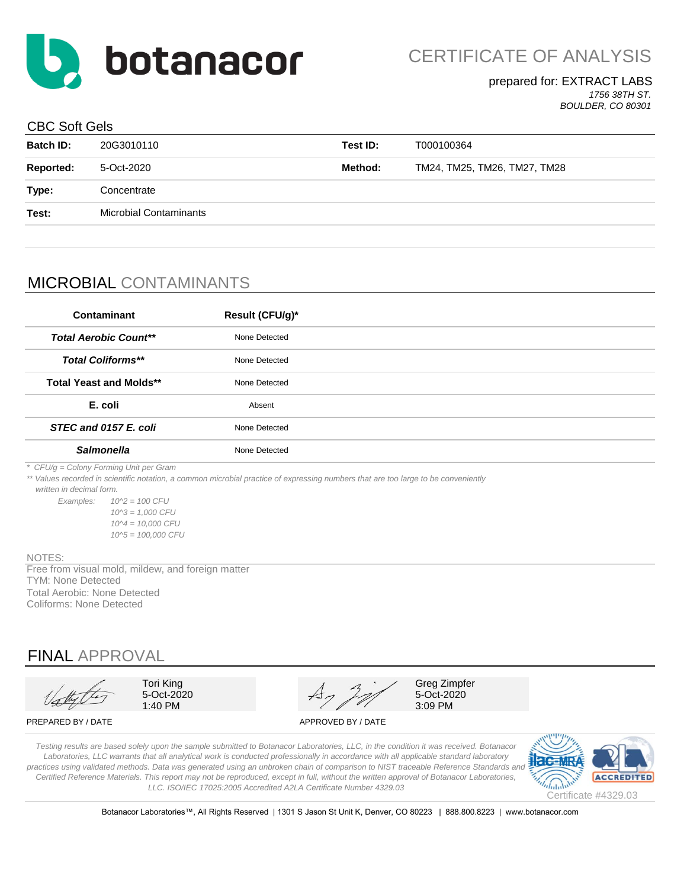botanacor

# CERTIFICATE OF ANALYSIS

prepared for: EXTRACT LABS
*1756 38TH ST.*
*BOULDER, CO 80301*

## CBC Soft Gels

| | | | |
|---|---|---|---|
| **Batch ID:** | 20G3010110 | **Test ID:** | T000100364 |
| **Reported:** | 5-Oct-2020 | **Method:** | TM24, TM25, TM26, TM27, TM28 |
| **Type:** | Concentrate | | |
| **Test:** | Microbial Contaminants | | |

## MICROBIAL CONTAMINANTS

| Contaminant | Result (CFU/g)* |
|---|---|
| ***Total Aerobic Count*** ** | None Detected |
| ***Total Coliforms*** ** | None Detected |
| **Total Yeast and Molds** ** | None Detected |
| **E. coli** | Absent |
| ***STEC and 0157 E. coli*** | None Detected |
| ***Salmonella*** | None Detected |

*\* CFU/g = Colony Forming Unit per Gram*

*\*\* Values recorded in scientific notation, a common microbial practice of expressing numbers that are too large to be conveniently written in decimal form.*

*Examples:*
*10^2 = 100 CFU*
*10^3 = 1,000 CFU*
*10^4 = 10,000 CFU*
*10^5 = 100,000 CFU*

NOTES:
Free from visual mold, mildew, and foreign matter
TYM: None Detected
Total Aerobic: None Detected
Coliforms: None Detected

## FINAL APPROVAL

| | |
|---|---|
| Tori King<br>5-Oct-2020<br>1:40 PM | Greg Zimpfer<br>5-Oct-2020<br>3:09 PM |
| PREPARED BY / DATE | APPROVED BY / DATE |

*Testing results are based solely upon the sample submitted to Botanacor Laboratories, LLC, in the condition it was received. Botanacor Laboratories, LLC warrants that all analytical work is conducted professionally in accordance with all applicable standard laboratory practices using validated methods. Data was generated using an unbroken chain of comparison to NIST traceable Reference Standards and Certified Reference Materials. This report may not be reproduced, except in full, without the written approval of Botanacor Laboratories, LLC. ISO/IEC 17025:2005 Accredited A2LA Certificate Number 4329.03*

Certificate #4329.03

Botanacor Laboratories™, All Rights Reserved | 1301 S Jason St Unit K, Denver, CO 80223 | 888.800.8223 | www.botanacor.com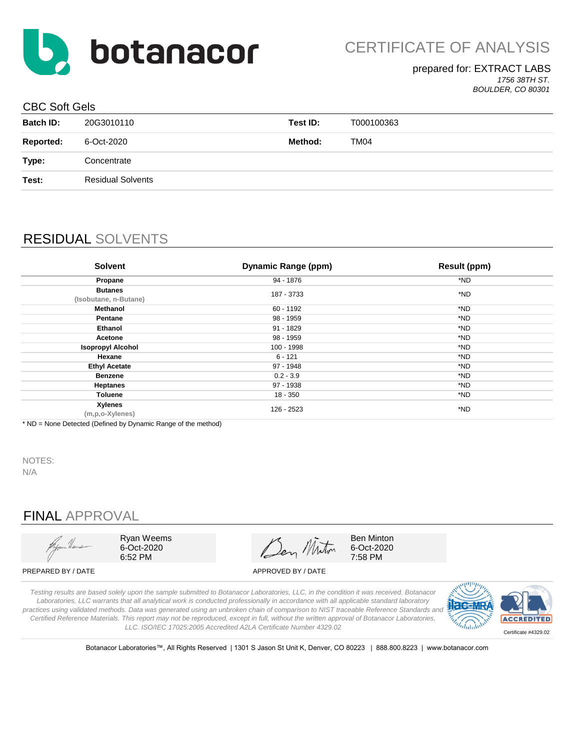# botanacor

## CERTIFICATE OF ANALYSIS

prepared for: EXTRACT LABS
*1756 38TH ST.*
*BOULDER, CO 80301*

CBC Soft Gels

| | | | |
|---|---|---|---|
| **Batch ID:** | 20G3010110 | **Test ID:** | T000100363 |
| **Reported:** | 6-Oct-2020 | **Method:** | TM04 |
| **Type:** | Concentrate | | |
| **Test:** | Residual Solvents | | |

## RESIDUAL SOLVENTS

| Solvent | Dynamic Range (ppm) | Result (ppm) |
|---|---|---|
| **Propane** | 94 - 1876 | *ND |
| **Butanes** (Isobutane, n-Butane) | 187 - 3733 | *ND |
| **Methanol** | 60 - 1192 | *ND |
| **Pentane** | 98 - 1959 | *ND |
| **Ethanol** | 91 - 1829 | *ND |
| **Acetone** | 98 - 1959 | *ND |
| **Isopropyl Alcohol** | 100 - 1998 | *ND |
| **Hexane** | 6 - 121 | *ND |
| **Ethyl Acetate** | 97 - 1948 | *ND |
| **Benzene** | 0.2 - 3.9 | *ND |
| **Heptanes** | 97 - 1938 | *ND |
| **Toluene** | 18 - 350 | *ND |
| **Xylenes** (m,p,o-Xylenes) | 126 - 2523 | *ND |

* ND = None Detected (Defined by Dynamic Range of the method)

NOTES:
N/A

## FINAL APPROVAL

Ryan Weems
6-Oct-2020
6:52 PM

PREPARED BY / DATE

Ben Minton
6-Oct-2020
7:58 PM

APPROVED BY / DATE

*Testing results are based solely upon the sample submitted to Botanacor Laboratories, LLC, in the condition it was received. Botanacor Laboratories, LLC warrants that all analytical work is conducted professionally in accordance with all applicable standard laboratory practices using validated methods. Data was generated using an unbroken chain of comparison to NIST traceable Reference Standards and Certified Reference Materials. This report may not be reproduced, except in full, without the written approval of Botanacor Laboratories, LLC. ISO/IEC 17025:2005 Accredited A2LA Certificate Number 4329.02*

Certificate #4329.02

Botanacor Laboratories™, All Rights Reserved | 1301 S Jason St Unit K, Denver, CO 80223 | 888.800.8223 | www.botanacor.com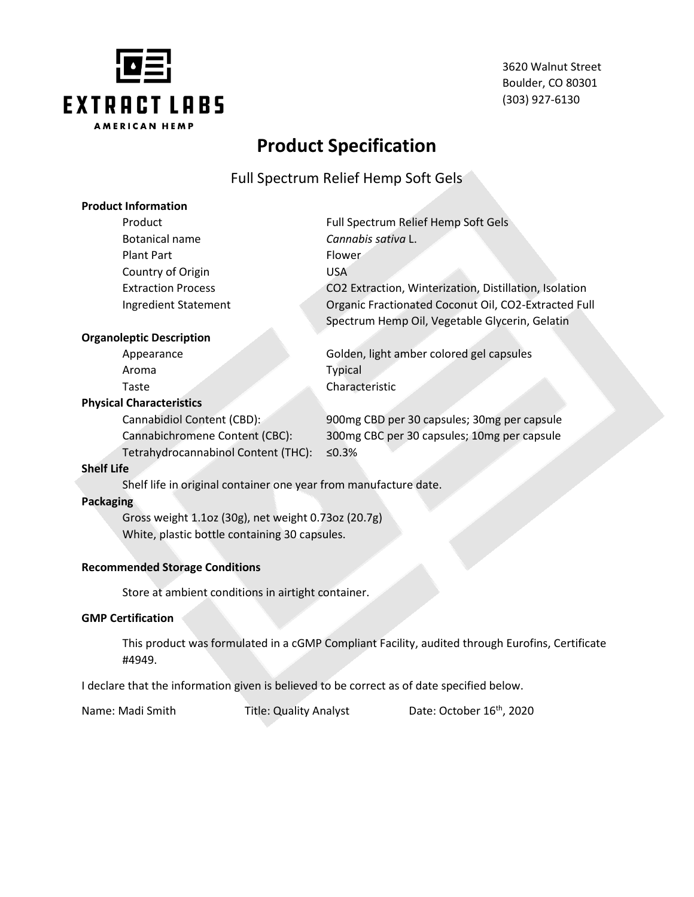EXTRACT LABS
AMERICAN HEMP

3620 Walnut Street
Boulder, CO 80301
(303) 927-6130

# Product Specification

## Full Spectrum Relief Hemp Soft Gels

**Product Information**

| | |
|---|---|
| Product | Full Spectrum Relief Hemp Soft Gels |
| Botanical name | *Cannabis sativa* L. |
| Plant Part | Flower |
| Country of Origin | USA |
| Extraction Process | CO2 Extraction, Winterization, Distillation, Isolation |
| Ingredient Statement | Organic Fractionated Coconut Oil, CO2-Extracted Full Spectrum Hemp Oil, Vegetable Glycerin, Gelatin |

**Organoleptic Description**

| | |
|---|---|
| Appearance | Golden, light amber colored gel capsules |
| Aroma | Typical |
| Taste | Characteristic |

**Physical Characteristics**

| | |
|---|---|
| Cannabidiol Content (CBD): | 900mg CBD per 30 capsules; 30mg per capsule |
| Cannabichromene Content (CBC): | 300mg CBC per 30 capsules; 10mg per capsule |
| Tetrahydrocannabinol Content (THC): | ≤0.3% |

**Shelf Life**

Shelf life in original container one year from manufacture date.

**Packaging**

Gross weight 1.1oz (30g), net weight 0.73oz (20.7g)
White, plastic bottle containing 30 capsules.

**Recommended Storage Conditions**

Store at ambient conditions in airtight container.

**GMP Certification**

This product was formulated in a cGMP Compliant Facility, audited through Eurofins, Certificate #4949.

I declare that the information given is believed to be correct as of date specified below.

Name: Madi Smith    Title: Quality Analyst    Date: October 16th, 2020